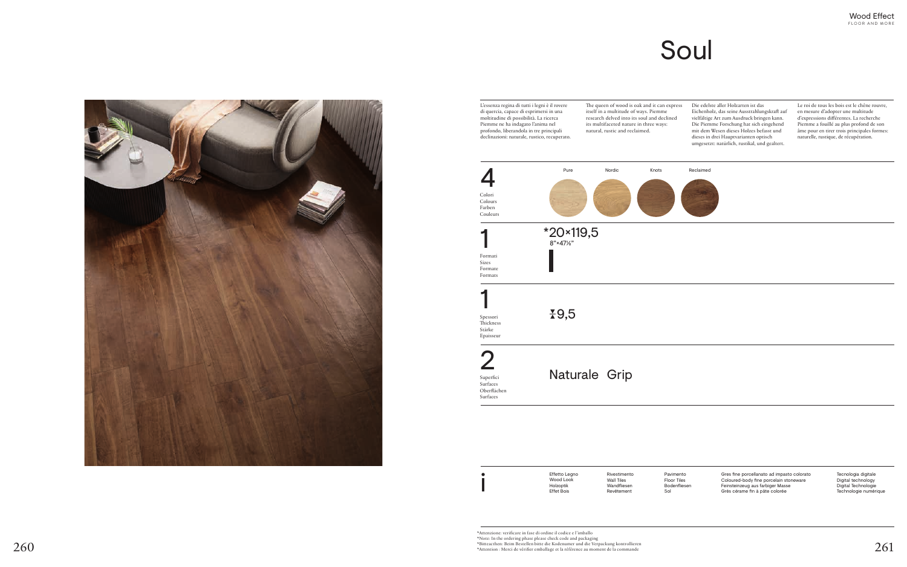# Soul

L'essenza regina di tutti i legni è il rovere di quercia, capace di esprimersi in una moltitudine di possibilità. La ricerca Piemme ne ha indagato l'anima nel profondo, liberandola in tre principali declinazioni: naturale, rustico, recuperato.

The queen of wood is oak and it can express itself in a multitude of ways. Piemme research delved into its soul and declined its multifaceted nature in three ways: natural, rustic and reclaimed.

Die edelste aller Holzarten ist das Eichenholz, das seine Ausstrahlungskraft auf vielfältige Art zum Ausdruck bringen kann. Die Piemme Forschung hat sich eingehend mit dem Wesen dieses Holzes befasst und dieses in drei Hauptvarianten optisch umgesetzt: natürlich, rustikal, und gealtert.

Le roi de tous les bois est le chêne rouvre, en mesure d'adopter une multitude d'expressions différentes. La recherche Piemme a fouillé au plus profond de son âme pour en tirer trois principales formes: naturelle, rustique, de récupération.

**4**
Colori
Colours
Farben
Couleurs

Pure | Nordic | Knots | Reclaimed

**1**
Formati
Sizes
Formate
Formats

*20×119,5
8"×47¼"

**1**
Spessori
Thickness
Stärke
Epaisseur

9,5

**2**
Superfici
Surfaces
Oberflächen
Surfaces

Naturale Grip

**i**

Effetto Legno
Wood Look
Holzoptik
Effet Bois

Rivestimento
Wall Tiles
Wandfliesen
Revêtement

Pavimento
Floor Tiles
Bodenfliesen
Sol

Gres fine porcellanato ad impasto colorato
Coloured-body fine porcelain stoneware
Feinsteinzeug aus farbiger Masse
Grès cérame fin à pâte colorée

Tecnologia digitale
Digital technology
Digital Technologie
Technologie numérique

*Attenzione: verificare in fase di ordine il codice e l'imballo
*Note: In the ordering phase please check code and packaging
*Bitteacthen: Beim Bestellen bitte die Kodenumer und die Verpackung kontrollieren
*Attention : Merci de vérifier emballage et la référence au moment de la commande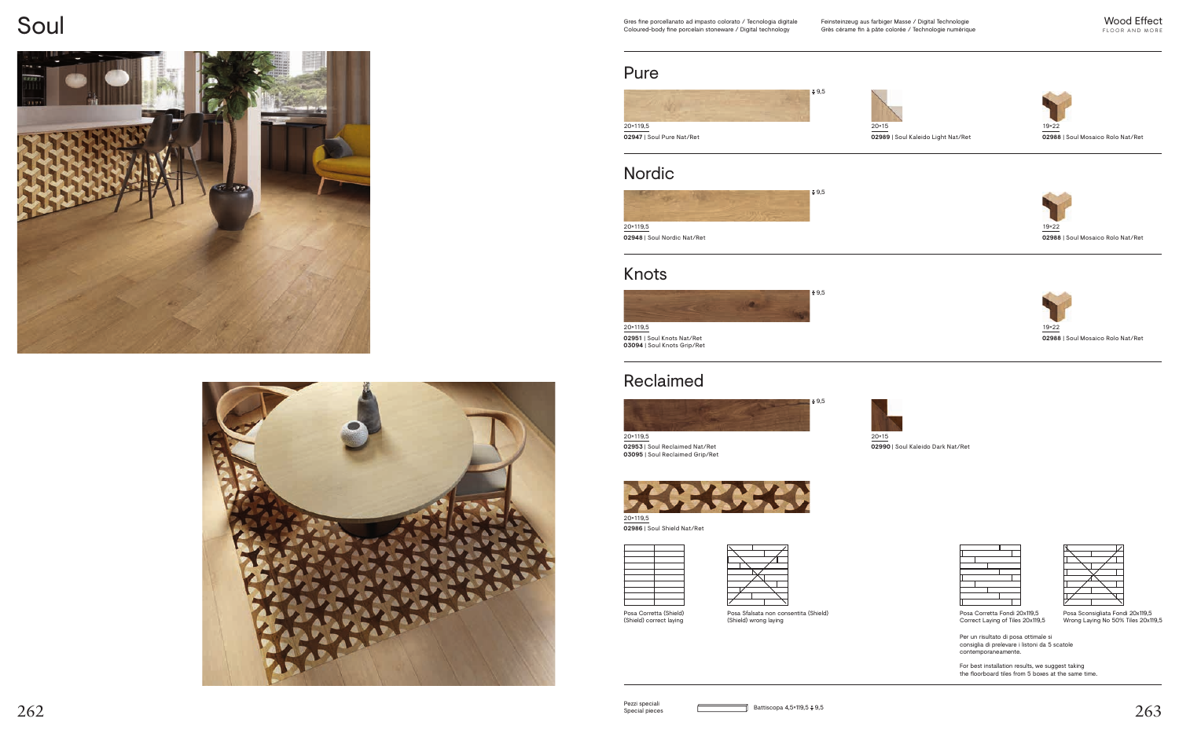# Soul

Gres fine porcellanato ad impasto colorato / Tecnologia digitale
Coloured-body fine porcelain stoneware / Digital technology

Feinsteinzeug aus farbiger Masse / Digital Technologie
Grès cérame fin à pâte colorée / Technologie numérique

Wood Effect
FLOOR AND MORE

## Pure

20×119,5 — 9,5
**02947** | Soul Pure Nat/Ret

20×15
**02989** | Soul Kaleido Light Nat/Ret

19×22
**02988** | Soul Mosaico Rolo Nat/Ret

## Nordic

20×119,5 — 9,5
**02948** | Soul Nordic Nat/Ret

19×22
**02988** | Soul Mosaico Rolo Nat/Ret

## Knots

20×119,5 — 9,5
**02951** | Soul Knots Nat/Ret
**03094** | Soul Knots Grip/Ret

19×22
**02988** | Soul Mosaico Rolo Nat/Ret

## Reclaimed

20×119,5 — 9,5
**02953** | Soul Reclaimed Nat/Ret
**03095** | Soul Reclaimed Grip/Ret

20×15
**02990** | Soul Kaleido Dark Nat/Ret

20×119,5
**02986** | Soul Shield Nat/Ret

Posa Corretta (Shield)
(Shield) correct laying

Posa Sfalsata non consentita (Shield)
(Shield) wrong laying

Posa Corretta Fondi 20x119,5
Correct Laying of Tiles 20x119,5

Posa Sconsigliata Fondi 20x119,5
Wrong Laying No 50% Tiles 20x119,5

Per un risultato di posa ottimale si consiglia di prelevare i listoni da 5 scatole contemporaneamente.

For best installation results, we suggest taking the floorboard tiles from 5 boxes at the same time.

Pezzi speciali
Special pieces

Battiscopa 4,5×119,5 — 9,5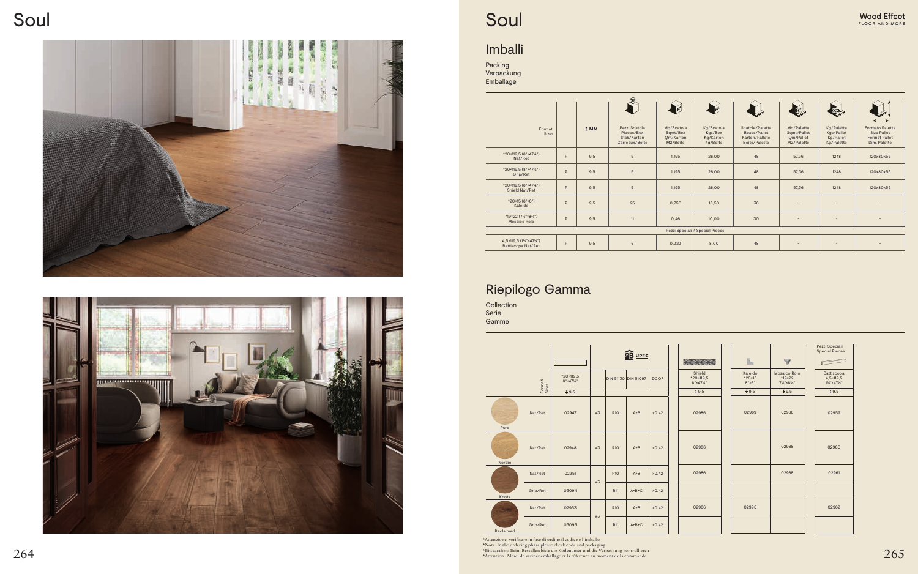# Soul

## Imballi

Packing
Verpackung
Emballage

| Formati Sizes | | MM | Pezzi Scatola Pieces/Box Stck/Karton Carreaux/Boîte | Mq/Scatola Sqmt/Box Qm/Karton M2/Boîte | Kg/Scatola Kgs/Box Kg/Karton Kg/Boîte | Scatole/Paletta Boxes/Pallet Karton/Palette Boîte/Palette | Mq/Paletta Sqmt/Pallet Qm/Pallet M2/Palette | Kg/Paletta Kgs/Pallet Kg/Pallet Kg/Palette | Formato Paletta Size Pallet Format Pallet Dim. Palette |
|---|---|---|---|---|---|---|---|---|---|
| *20×119,5 (8"×47¼") Nat/Ret | P | 9,5 | 5 | 1,195 | 26,00 | 48 | 57,36 | 1248 | 120x80x55 |
| *20×119,5 (8"×47¼") Grip/Ret | P | 9,5 | 5 | 1,195 | 26,00 | 48 | 57,36 | 1248 | 120x80x55 |
| *20×119,5 (8"×47¼") Shield Nat/Ret | P | 9,5 | 5 | 1,195 | 26,00 | 48 | 57,36 | 1248 | 120x80x55 |
| *20×15 (8"×6") Kaleido | P | 9,5 | 25 | 0,750 | 15,50 | 36 | - | - | - |
| *19×22 (7½"×8¾") Mosaico Rolo | P | 9,5 | 11 | 0,46 | 10,00 | 30 | - | - | - |
| Pezzi Speciali / Special Pieces | | | | | | | | | |
| 4,5×119,5 (1¾"×47¼") Battiscopa Nat/Ret | P | 9,5 | 6 | 0,323 | 8,00 | 48 | - | - | - |

## Riepilogo Gamma

Collection
Serie
Gamme

| | Formati Sizes | *20×119,5 8"×47¼" 9,5 | | DIN 51130 | DIN 51097 | DCOF | Shield *20×119,5 8"×47¼" 9,5 | Kaleido *20×15 8"×6" 9,5 | Mosaico Rolo *19×22 7½"×8¾" 9,5 | Pezzi Speciali Special Pieces Battiscopa 4,5×119,5 1¾"×47¼" 9,5 |
|---|---|---|---|---|---|---|---|---|---|---|
| Pure | Nat/Ret | 02947 | V3 | R10 | A+B | >0.42 | 02986 | 02989 | 02988 | 02959 |
| Nordic | Nat/Ret | 02948 | V3 | R10 | A+B | >0.42 | 02986 | | 02988 | 02960 |
| Knots | Nat/Ret | 02951 | V3 | R10 | A+B | >0.42 | 02986 | | 02988 | 02961 |
| | Grip/Ret | 03094 | V3 | R11 | A+B+C | >0.42 | | | | |
| Reclaimed | Nat/Ret | 02953 | V3 | R10 | A+B | >0.42 | 02986 | 02990 | | 02962 |
| | Grip/Ret | 03095 | V3 | R11 | A+B+C | >0.42 | | | | |

*Attenzione: verificare in fase di ordine il codice e l'imballo
*Note: In the ordering phase please check code and packaging
*Bitteachten: Beim Bestellen bitte die Kodenumer und die Verpackung kontrollieren
*Attention : Merci de vérifier emballage et la référence au moment de la commande